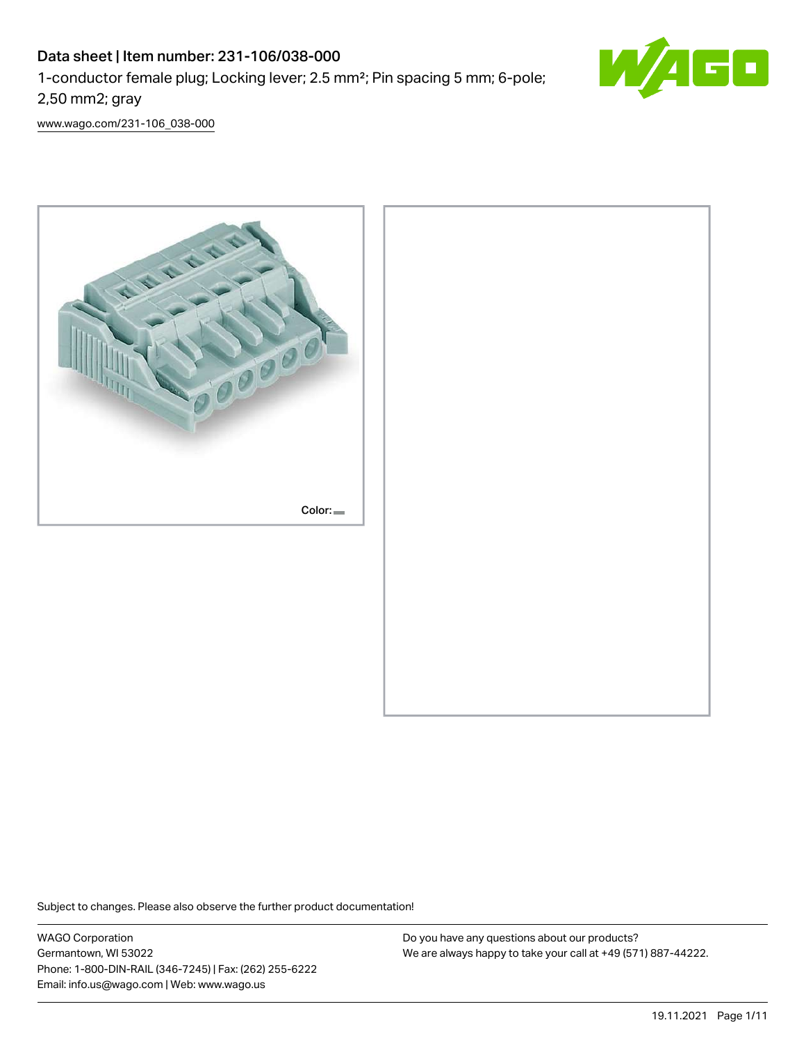# Data sheet | Item number: 231-106/038-000

1-conductor female plug; Locking lever; 2.5 mm²; Pin spacing 5 mm; 6-pole; 2,50 mm2; gray

www.wago.com/231-106_038-000

Color:

Subject to changes. Please also observe the further product documentation!

WAGO Corporation
Germantown, WI 53022
Phone: 1-800-DIN-RAIL (346-7245) | Fax: (262) 255-6222
Email: info.us@wago.com | Web: www.wago.us

Do you have any questions about our products?
We are always happy to take your call at +49 (571) 887-44222.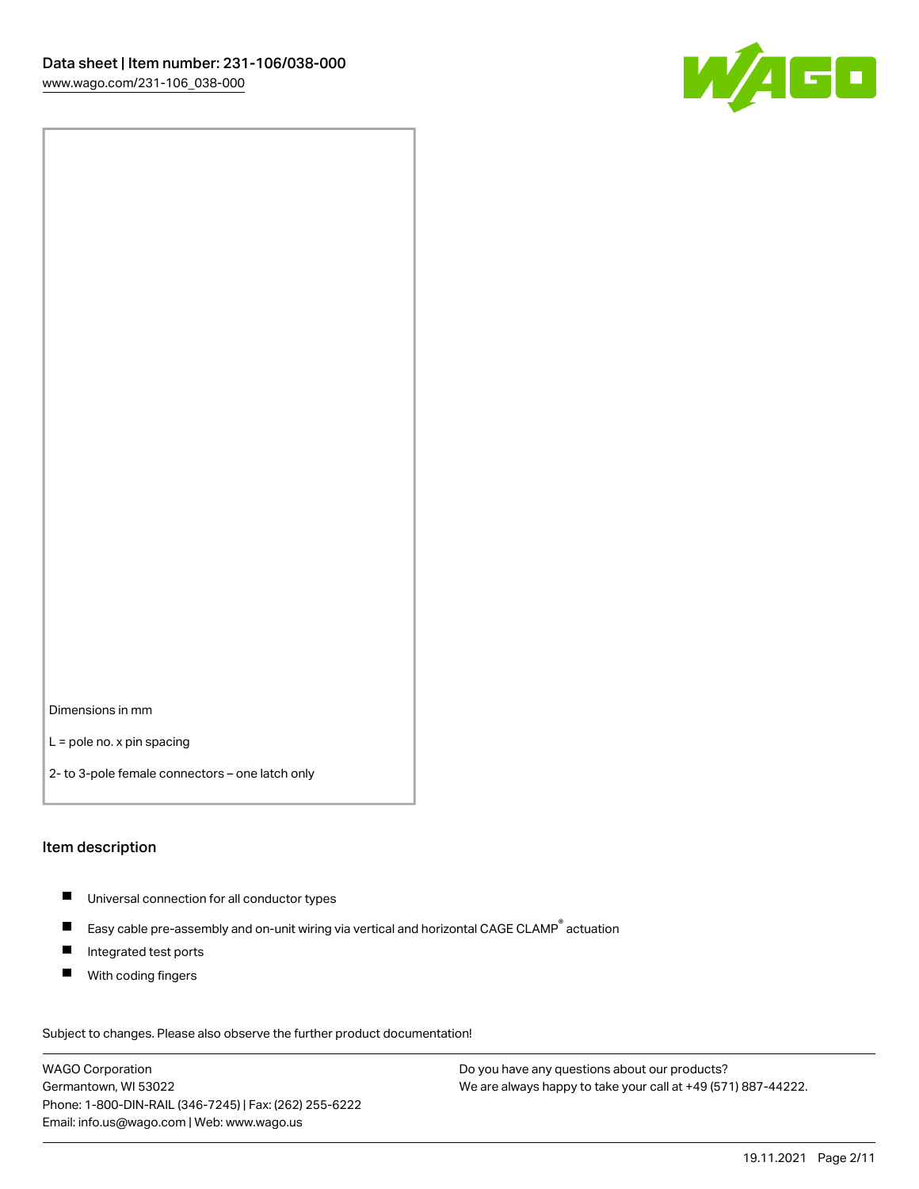Dimensions in mm

L = pole no. x pin spacing

2- to 3-pole female connectors – one latch only

## Item description

- Universal connection for all conductor types
- Easy cable pre-assembly and on-unit wiring via vertical and horizontal CAGE CLAMP® actuation
- Integrated test ports
- With coding fingers

Subject to changes. Please also observe the further product documentation!

WAGO Corporation
Germantown, WI 53022
Phone: 1-800-DIN-RAIL (346-7245) | Fax: (262) 255-6222
Email: info.us@wago.com | Web: www.wago.us

Do you have any questions about our products?
We are always happy to take your call at +49 (571) 887-44222.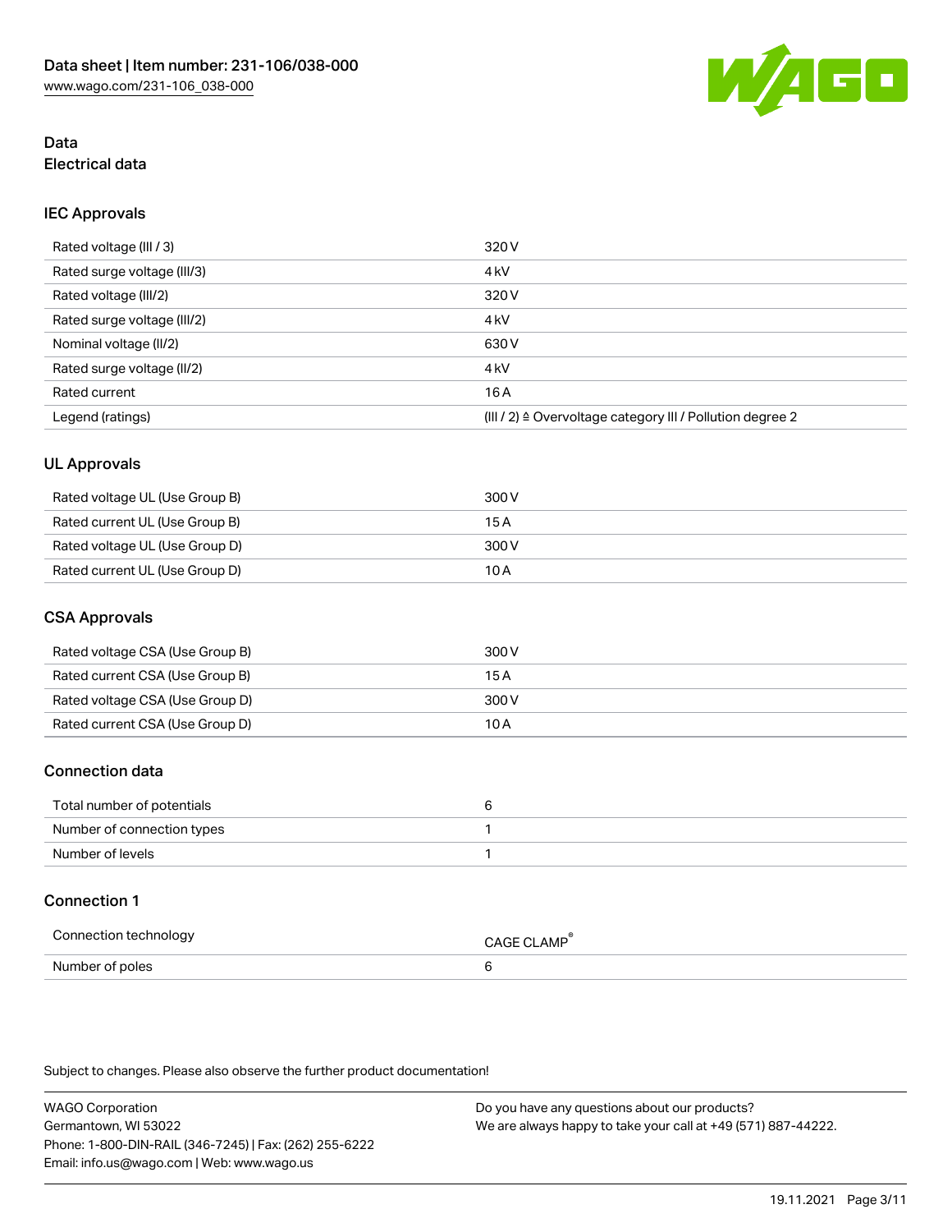## Data
## Electrical data

### IEC Approvals

| | |
|---|---|
| Rated voltage (III / 3) | 320 V |
| Rated surge voltage (III/3) | 4 kV |
| Rated voltage (III/2) | 320 V |
| Rated surge voltage (III/2) | 4 kV |
| Nominal voltage (II/2) | 630 V |
| Rated surge voltage (II/2) | 4 kV |
| Rated current | 16 A |
| Legend (ratings) | (III / 2) ≙ Overvoltage category III / Pollution degree 2 |

### UL Approvals

| | |
|---|---|
| Rated voltage UL (Use Group B) | 300 V |
| Rated current UL (Use Group B) | 15 A |
| Rated voltage UL (Use Group D) | 300 V |
| Rated current UL (Use Group D) | 10 A |

### CSA Approvals

| | |
|---|---|
| Rated voltage CSA (Use Group B) | 300 V |
| Rated current CSA (Use Group B) | 15 A |
| Rated voltage CSA (Use Group D) | 300 V |
| Rated current CSA (Use Group D) | 10 A |

### Connection data

| | |
|---|---|
| Total number of potentials | 6 |
| Number of connection types | 1 |
| Number of levels | 1 |

### Connection 1

| | |
|---|---|
| Connection technology | CAGE CLAMP® |
| Number of poles | 6 |

Subject to changes. Please also observe the further product documentation!

WAGO Corporation
Germantown, WI 53022
Phone: 1-800-DIN-RAIL (346-7245) | Fax: (262) 255-6222
Email: info.us@wago.com | Web: www.wago.us

Do you have any questions about our products?
We are always happy to take your call at +49 (571) 887-44222.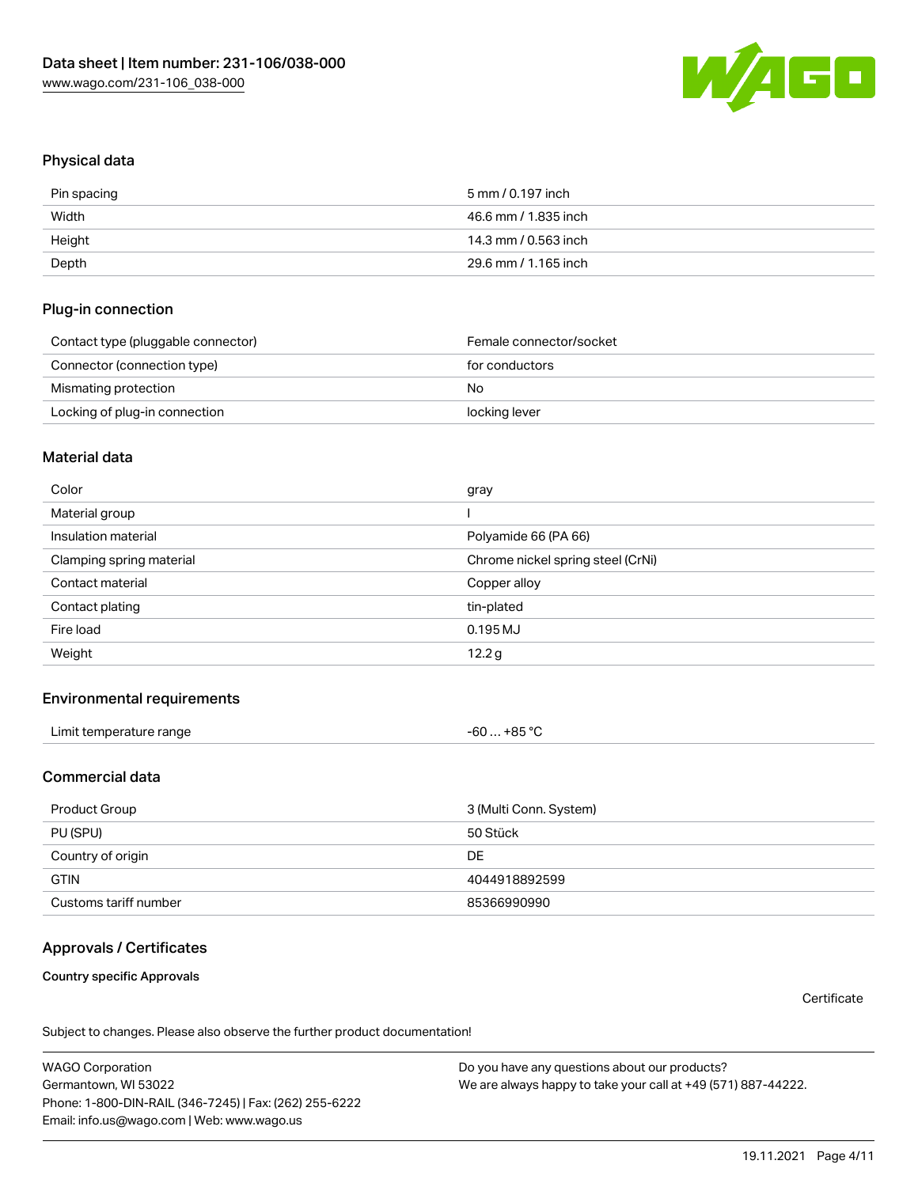## Physical data

| Pin spacing | 5 mm / 0.197 inch |
|---|---|
| Width | 46.6 mm / 1.835 inch |
| Height | 14.3 mm / 0.563 inch |
| Depth | 29.6 mm / 1.165 inch |

## Plug-in connection

| Contact type (pluggable connector) | Female connector/socket |
|---|---|
| Connector (connection type) | for conductors |
| Mismating protection | No |
| Locking of plug-in connection | locking lever |

## Material data

| Color | gray |
|---|---|
| Material group | I |
| Insulation material | Polyamide 66 (PA 66) |
| Clamping spring material | Chrome nickel spring steel (CrNi) |
| Contact material | Copper alloy |
| Contact plating | tin-plated |
| Fire load | 0.195 MJ |
| Weight | 12.2 g |

## Environmental requirements

| Limit temperature range | -60 … +85 °C |
|---|---|

## Commercial data

| Product Group | 3 (Multi Conn. System) |
|---|---|
| PU (SPU) | 50 Stück |
| Country of origin | DE |
| GTIN | 4044918892599 |
| Customs tariff number | 85366990990 |

## Approvals / Certificates

**Country specific Approvals**

Certificate

Subject to changes. Please also observe the further product documentation!

WAGO Corporation
Germantown, WI 53022
Phone: 1-800-DIN-RAIL (346-7245) | Fax: (262) 255-6222
Email: info.us@wago.com | Web: www.wago.us

Do you have any questions about our products?
We are always happy to take your call at +49 (571) 887-44222.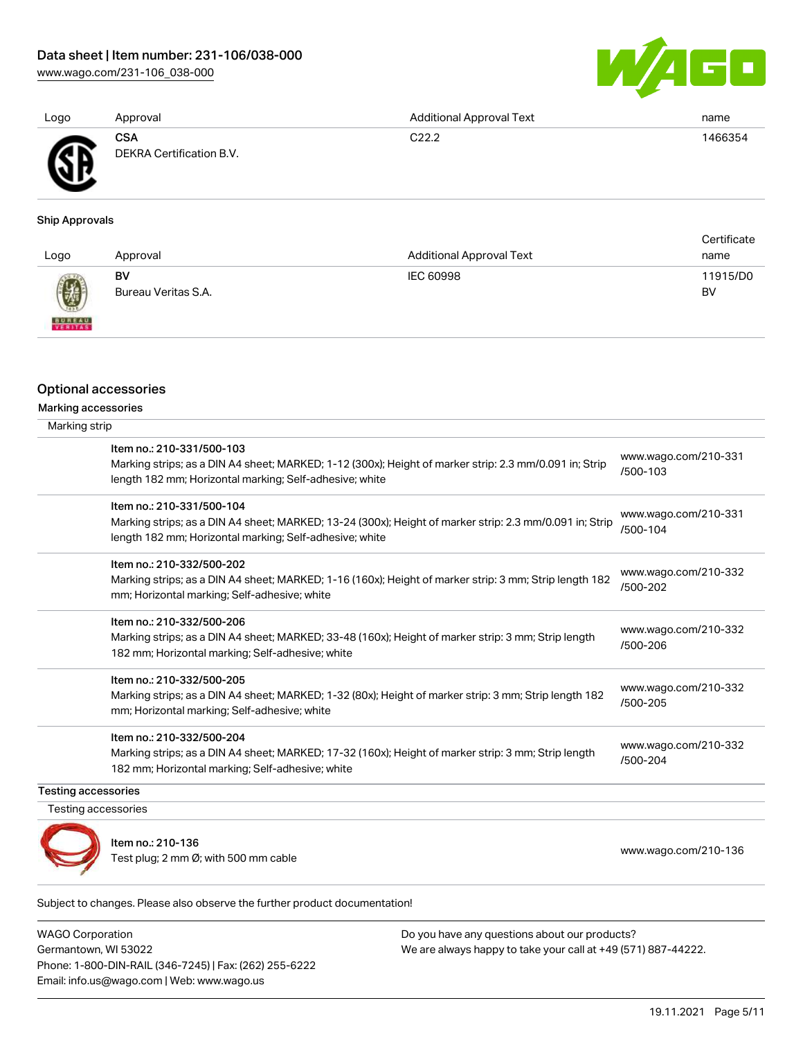| Logo | Approval | Additional Approval Text | name |
| --- | --- | --- | --- |
| | **CSA**<br>DEKRA Certification B.V. | C22.2 | 1466354 |

#### Ship Approvals

| Logo | Approval | Additional Approval Text | Certificate name |
| --- | --- | --- | --- |
| | **BV**<br>Bureau Veritas S.A. | IEC 60998 | 11915/D0 BV |

## Optional accessories

### Marking accessories

#### Marking strip

| Item | Link |
| --- | --- |
| Item no.: 210-331/500-103<br>Marking strips; as a DIN A4 sheet; MARKED; 1-12 (300x); Height of marker strip: 2.3 mm/0.091 in; Strip length 182 mm; Horizontal marking; Self-adhesive; white | www.wago.com/210-331/500-103 |
| Item no.: 210-331/500-104<br>Marking strips; as a DIN A4 sheet; MARKED; 13-24 (300x); Height of marker strip: 2.3 mm/0.091 in; Strip length 182 mm; Horizontal marking; Self-adhesive; white | www.wago.com/210-331/500-104 |
| Item no.: 210-332/500-202<br>Marking strips; as a DIN A4 sheet; MARKED; 1-16 (160x); Height of marker strip: 3 mm; Strip length 182 mm; Horizontal marking; Self-adhesive; white | www.wago.com/210-332/500-202 |
| Item no.: 210-332/500-206<br>Marking strips; as a DIN A4 sheet; MARKED; 33-48 (160x); Height of marker strip: 3 mm; Strip length 182 mm; Horizontal marking; Self-adhesive; white | www.wago.com/210-332/500-206 |
| Item no.: 210-332/500-205<br>Marking strips; as a DIN A4 sheet; MARKED; 1-32 (80x); Height of marker strip: 3 mm; Strip length 182 mm; Horizontal marking; Self-adhesive; white | www.wago.com/210-332/500-205 |
| Item no.: 210-332/500-204<br>Marking strips; as a DIN A4 sheet; MARKED; 17-32 (160x); Height of marker strip: 3 mm; Strip length 182 mm; Horizontal marking; Self-adhesive; white | www.wago.com/210-332/500-204 |

### Testing accessories

#### Testing accessories

| Item | Link |
| --- | --- |
| Item no.: 210-136<br>Test plug; 2 mm Ø; with 500 mm cable | www.wago.com/210-136 |

Subject to changes. Please also observe the further product documentation!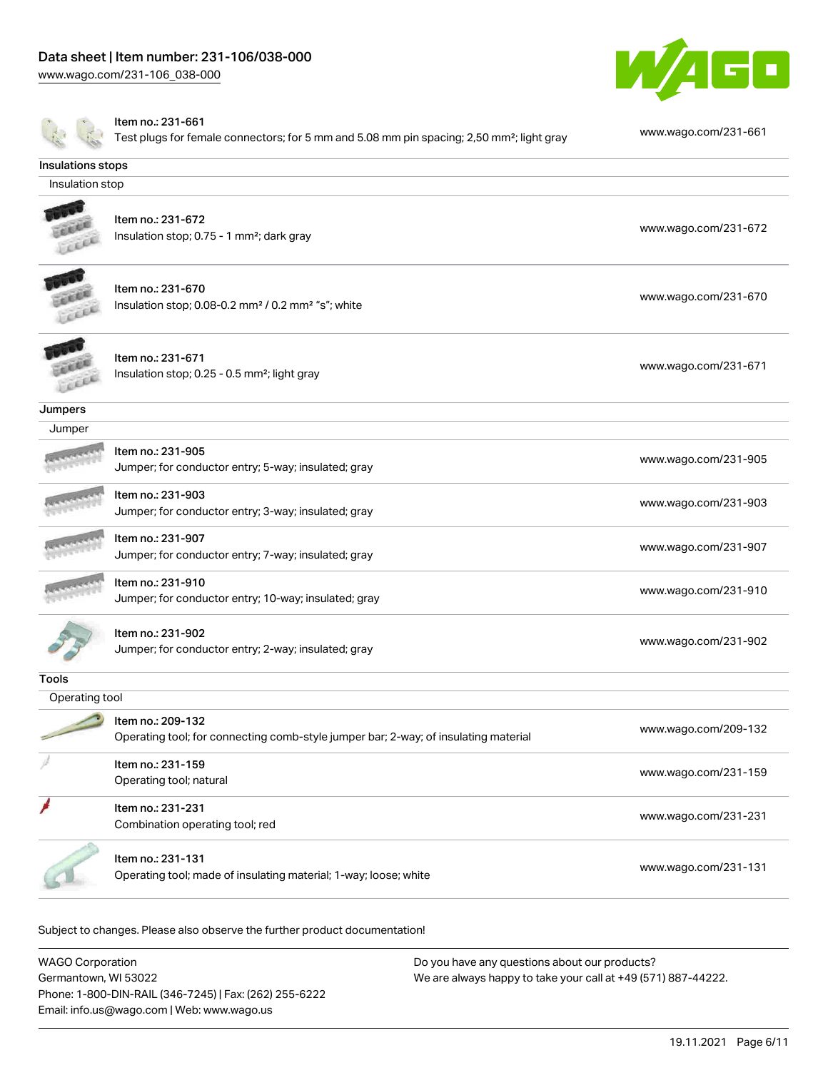| | | |
|---|---|---|
| | Item no.: 231-661<br>Test plugs for female connectors; for 5 mm and 5.08 mm pin spacing; 2,50 mm²; light gray | www.wago.com/231-661 |

**Insulations stops**

Insulation stop

| | | |
|---|---|---|
| | Item no.: 231-672<br>Insulation stop; 0.75 - 1 mm²; dark gray | www.wago.com/231-672 |
| | Item no.: 231-670<br>Insulation stop; 0.08-0.2 mm² / 0.2 mm² "s"; white | www.wago.com/231-670 |
| | Item no.: 231-671<br>Insulation stop; 0.25 - 0.5 mm²; light gray | www.wago.com/231-671 |

**Jumpers**

Jumper

| | | |
|---|---|---|
| | Item no.: 231-905<br>Jumper; for conductor entry; 5-way; insulated; gray | www.wago.com/231-905 |
| | Item no.: 231-903<br>Jumper; for conductor entry; 3-way; insulated; gray | www.wago.com/231-903 |
| | Item no.: 231-907<br>Jumper; for conductor entry; 7-way; insulated; gray | www.wago.com/231-907 |
| | Item no.: 231-910<br>Jumper; for conductor entry; 10-way; insulated; gray | www.wago.com/231-910 |
| | Item no.: 231-902<br>Jumper; for conductor entry; 2-way; insulated; gray | www.wago.com/231-902 |

**Tools**

Operating tool

| | | |
|---|---|---|
| | Item no.: 209-132<br>Operating tool; for connecting comb-style jumper bar; 2-way; of insulating material | www.wago.com/209-132 |
| | Item no.: 231-159<br>Operating tool; natural | www.wago.com/231-159 |
| | Item no.: 231-231<br>Combination operating tool; red | www.wago.com/231-231 |
| | Item no.: 231-131<br>Operating tool; made of insulating material; 1-way; loose; white | www.wago.com/231-131 |

Subject to changes. Please also observe the further product documentation!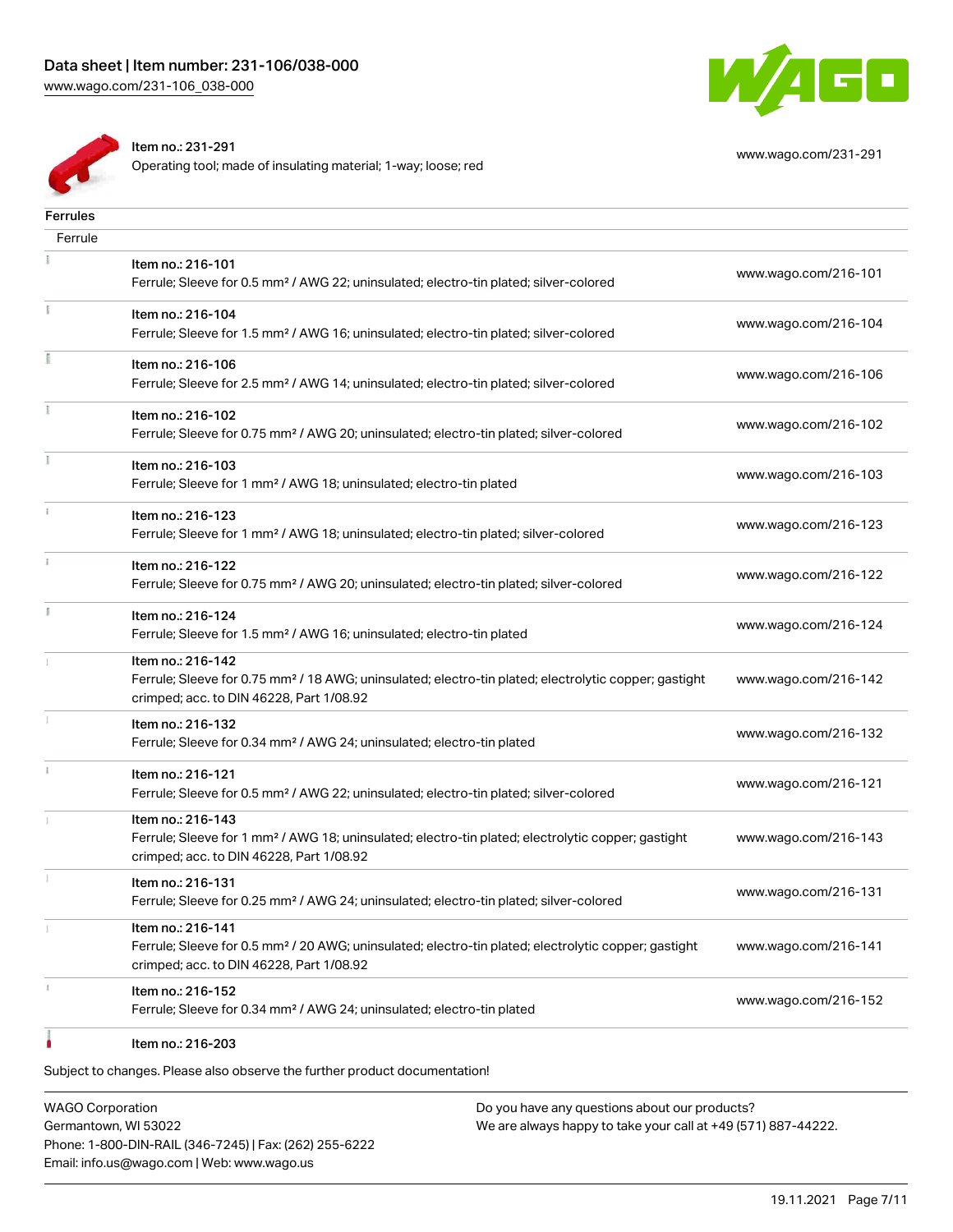| Item | Description | URL |
| --- | --- | --- |
| Item no.: 231-291 | Operating tool; made of insulating material; 1-way; loose; red | www.wago.com/231-291 |

## Ferrules

Ferrule

| Item | Description | URL |
| --- | --- | --- |
| Item no.: 216-101 | Ferrule; Sleeve for 0.5 mm² / AWG 22; uninsulated; electro-tin plated; silver-colored | www.wago.com/216-101 |
| Item no.: 216-104 | Ferrule; Sleeve for 1.5 mm² / AWG 16; uninsulated; electro-tin plated; silver-colored | www.wago.com/216-104 |
| Item no.: 216-106 | Ferrule; Sleeve for 2.5 mm² / AWG 14; uninsulated; electro-tin plated; silver-colored | www.wago.com/216-106 |
| Item no.: 216-102 | Ferrule; Sleeve for 0.75 mm² / AWG 20; uninsulated; electro-tin plated; silver-colored | www.wago.com/216-102 |
| Item no.: 216-103 | Ferrule; Sleeve for 1 mm² / AWG 18; uninsulated; electro-tin plated | www.wago.com/216-103 |
| Item no.: 216-123 | Ferrule; Sleeve for 1 mm² / AWG 18; uninsulated; electro-tin plated; silver-colored | www.wago.com/216-123 |
| Item no.: 216-122 | Ferrule; Sleeve for 0.75 mm² / AWG 20; uninsulated; electro-tin plated; silver-colored | www.wago.com/216-122 |
| Item no.: 216-124 | Ferrule; Sleeve for 1.5 mm² / AWG 16; uninsulated; electro-tin plated | www.wago.com/216-124 |
| Item no.: 216-142 | Ferrule; Sleeve for 0.75 mm² / 18 AWG; uninsulated; electro-tin plated; electrolytic copper; gastight crimped; acc. to DIN 46228, Part 1/08.92 | www.wago.com/216-142 |
| Item no.: 216-132 | Ferrule; Sleeve for 0.34 mm² / AWG 24; uninsulated; electro-tin plated | www.wago.com/216-132 |
| Item no.: 216-121 | Ferrule; Sleeve for 0.5 mm² / AWG 22; uninsulated; electro-tin plated; silver-colored | www.wago.com/216-121 |
| Item no.: 216-143 | Ferrule; Sleeve for 1 mm² / AWG 18; uninsulated; electro-tin plated; electrolytic copper; gastight crimped; acc. to DIN 46228, Part 1/08.92 | www.wago.com/216-143 |
| Item no.: 216-131 | Ferrule; Sleeve for 0.25 mm² / AWG 24; uninsulated; electro-tin plated; silver-colored | www.wago.com/216-131 |
| Item no.: 216-141 | Ferrule; Sleeve for 0.5 mm² / 20 AWG; uninsulated; electro-tin plated; electrolytic copper; gastight crimped; acc. to DIN 46228, Part 1/08.92 | www.wago.com/216-141 |
| Item no.: 216-152 | Ferrule; Sleeve for 0.34 mm² / AWG 24; uninsulated; electro-tin plated | www.wago.com/216-152 |
| Item no.: 216-203 | | |

Subject to changes. Please also observe the further product documentation!

WAGO Corporation
Germantown, WI 53022
Phone: 1-800-DIN-RAIL (346-7245) | Fax: (262) 255-6222
Email: info.us@wago.com | Web: www.wago.us

Do you have any questions about our products?
We are always happy to take your call at +49 (571) 887-44222.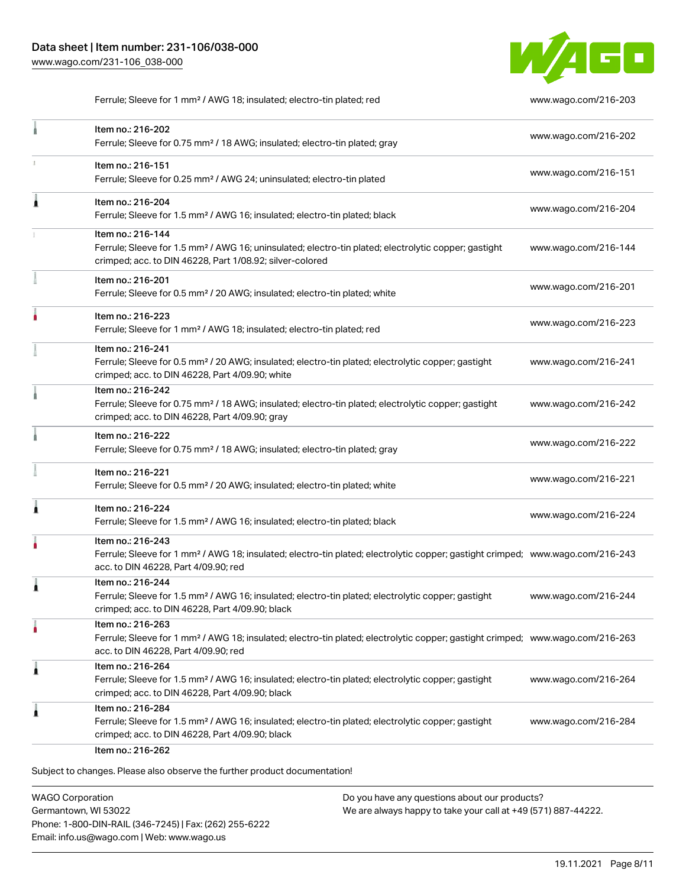| | | |
|---|---|---|
| | Ferrule; Sleeve for 1 mm² / AWG 18; insulated; electro-tin plated; red | www.wago.com/216-203 |
| | Item no.: 216-202<br>Ferrule; Sleeve for 0.75 mm² / 18 AWG; insulated; electro-tin plated; gray | www.wago.com/216-202 |
| | Item no.: 216-151<br>Ferrule; Sleeve for 0.25 mm² / AWG 24; uninsulated; electro-tin plated | www.wago.com/216-151 |
| | Item no.: 216-204<br>Ferrule; Sleeve for 1.5 mm² / AWG 16; insulated; electro-tin plated; black | www.wago.com/216-204 |
| | Item no.: 216-144<br>Ferrule; Sleeve for 1.5 mm² / AWG 16; uninsulated; electro-tin plated; electrolytic copper; gastight crimped; acc. to DIN 46228, Part 1/08.92; silver-colored | www.wago.com/216-144 |
| | Item no.: 216-201<br>Ferrule; Sleeve for 0.5 mm² / 20 AWG; insulated; electro-tin plated; white | www.wago.com/216-201 |
| | Item no.: 216-223<br>Ferrule; Sleeve for 1 mm² / AWG 18; insulated; electro-tin plated; red | www.wago.com/216-223 |
| | Item no.: 216-241<br>Ferrule; Sleeve for 0.5 mm² / 20 AWG; insulated; electro-tin plated; electrolytic copper; gastight crimped; acc. to DIN 46228, Part 4/09.90; white | www.wago.com/216-241 |
| | Item no.: 216-242<br>Ferrule; Sleeve for 0.75 mm² / 18 AWG; insulated; electro-tin plated; electrolytic copper; gastight crimped; acc. to DIN 46228, Part 4/09.90; gray | www.wago.com/216-242 |
| | Item no.: 216-222<br>Ferrule; Sleeve for 0.75 mm² / 18 AWG; insulated; electro-tin plated; gray | www.wago.com/216-222 |
| | Item no.: 216-221<br>Ferrule; Sleeve for 0.5 mm² / 20 AWG; insulated; electro-tin plated; white | www.wago.com/216-221 |
| | Item no.: 216-224<br>Ferrule; Sleeve for 1.5 mm² / AWG 16; insulated; electro-tin plated; black | www.wago.com/216-224 |
| | Item no.: 216-243<br>Ferrule; Sleeve for 1 mm² / AWG 18; insulated; electro-tin plated; electrolytic copper; gastight crimped; acc. to DIN 46228, Part 4/09.90; red | www.wago.com/216-243 |
| | Item no.: 216-244<br>Ferrule; Sleeve for 1.5 mm² / AWG 16; insulated; electro-tin plated; electrolytic copper; gastight crimped; acc. to DIN 46228, Part 4/09.90; black | www.wago.com/216-244 |
| | Item no.: 216-263<br>Ferrule; Sleeve for 1 mm² / AWG 18; insulated; electro-tin plated; electrolytic copper; gastight crimped; acc. to DIN 46228, Part 4/09.90; red | www.wago.com/216-263 |
| | Item no.: 216-264<br>Ferrule; Sleeve for 1.5 mm² / AWG 16; insulated; electro-tin plated; electrolytic copper; gastight crimped; acc. to DIN 46228, Part 4/09.90; black | www.wago.com/216-264 |
| | Item no.: 216-284<br>Ferrule; Sleeve for 1.5 mm² / AWG 16; insulated; electro-tin plated; electrolytic copper; gastight crimped; acc. to DIN 46228, Part 4/09.90; black | www.wago.com/216-284 |
| | Item no.: 216-262 | |

Subject to changes. Please also observe the further product documentation!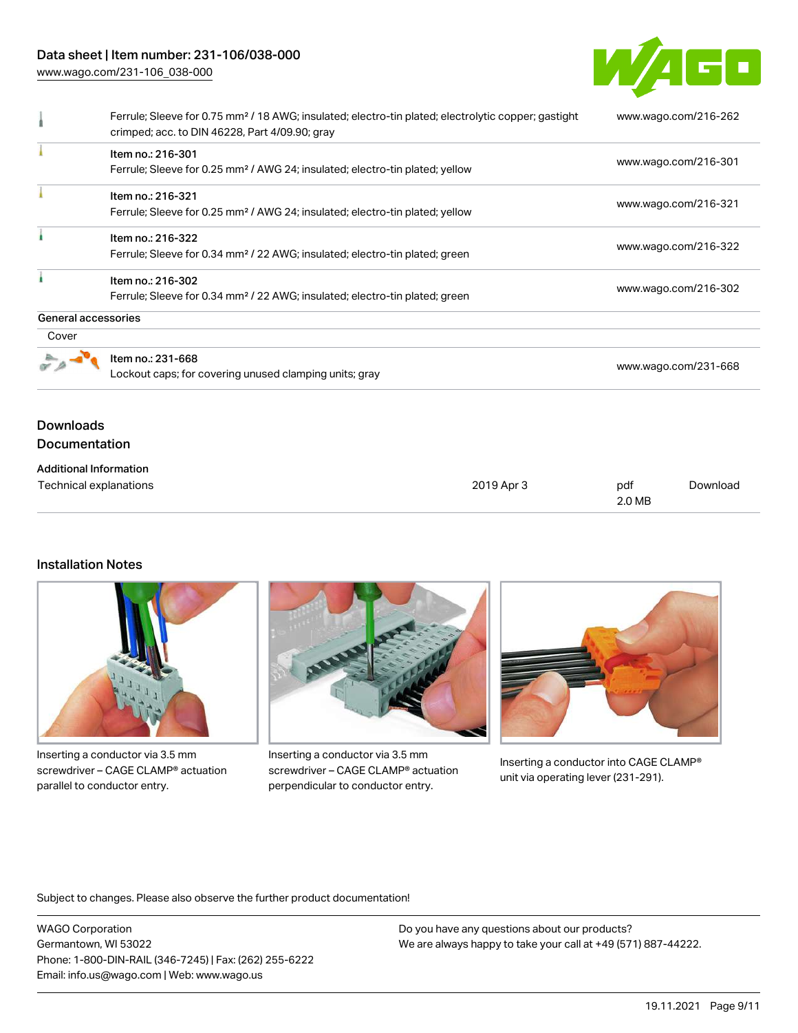| | | |
|---|---|---|
| | Ferrule; Sleeve for 0.75 mm² / 18 AWG; insulated; electro-tin plated; electrolytic copper; gastight crimped; acc. to DIN 46228, Part 4/09.90; gray | www.wago.com/216-262 |
| | Item no.: 216-301<br>Ferrule; Sleeve for 0.25 mm² / AWG 24; insulated; electro-tin plated; yellow | www.wago.com/216-301 |
| | Item no.: 216-321<br>Ferrule; Sleeve for 0.25 mm² / AWG 24; insulated; electro-tin plated; yellow | www.wago.com/216-321 |
| | Item no.: 216-322<br>Ferrule; Sleeve for 0.34 mm² / 22 AWG; insulated; electro-tin plated; green | www.wago.com/216-322 |
| | Item no.: 216-302<br>Ferrule; Sleeve for 0.34 mm² / 22 AWG; insulated; electro-tin plated; green | www.wago.com/216-302 |

**General accessories**

Cover

| | | |
|---|---|---|
| | Item no.: 231-668<br>Lockout caps; for covering unused clamping units; gray | www.wago.com/231-668 |

## Downloads

### Documentation

**Additional Information**

| | | | |
|---|---|---|---|
| Technical explanations | 2019 Apr 3 | pdf<br>2.0 MB | Download |

## Installation Notes

Inserting a conductor via 3.5 mm screwdriver – CAGE CLAMP® actuation parallel to conductor entry.

Inserting a conductor via 3.5 mm screwdriver – CAGE CLAMP® actuation perpendicular to conductor entry.

Inserting a conductor into CAGE CLAMP® unit via operating lever (231-291).

Subject to changes. Please also observe the further product documentation!

WAGO Corporation
Germantown, WI 53022
Phone: 1-800-DIN-RAIL (346-7245) | Fax: (262) 255-6222
Email: info.us@wago.com | Web: www.wago.us

Do you have any questions about our products?
We are always happy to take your call at +49 (571) 887-44222.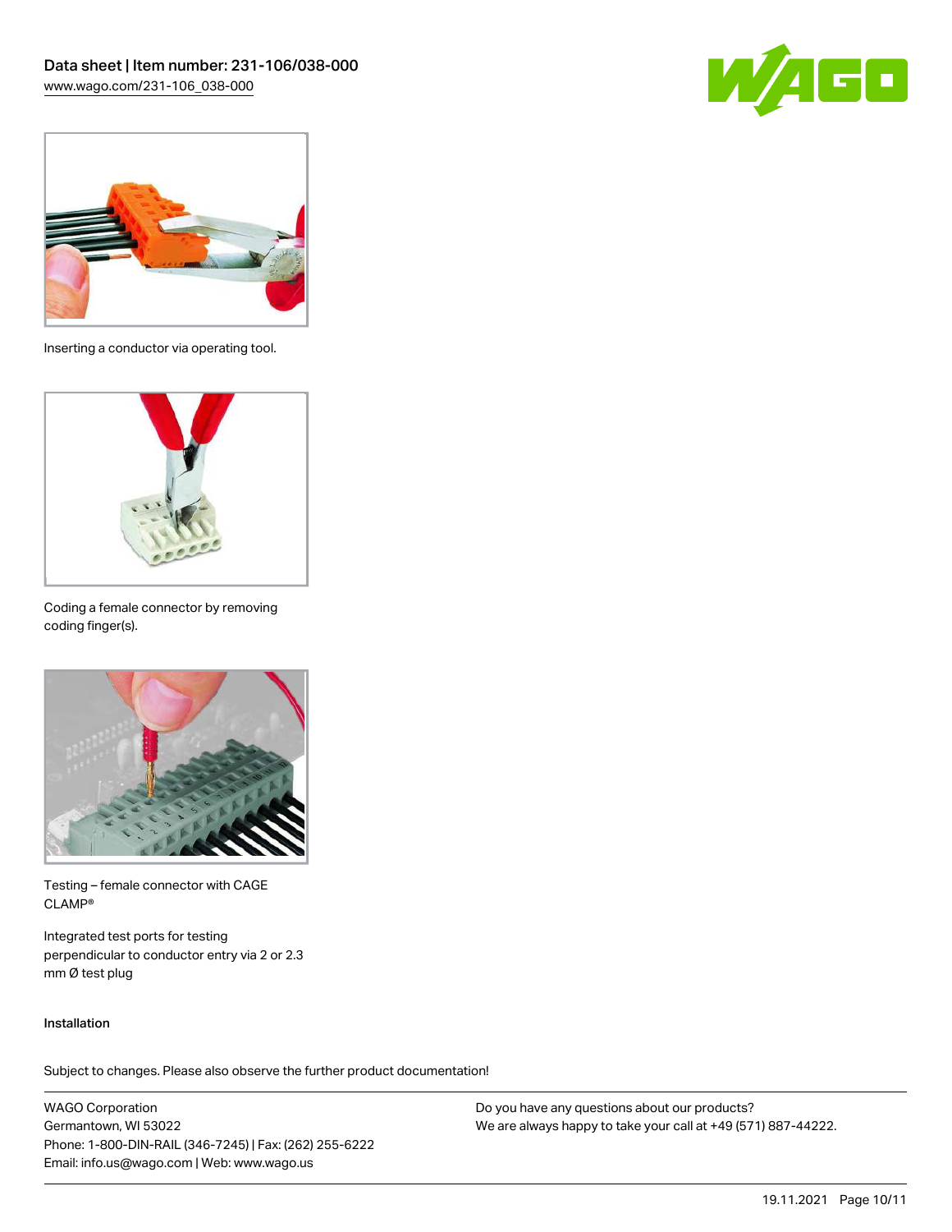Inserting a conductor via operating tool.

Coding a female connector by removing coding finger(s).

Testing – female connector with CAGE CLAMP®

Integrated test ports for testing perpendicular to conductor entry via 2 or 2.3 mm Ø test plug

**Installation**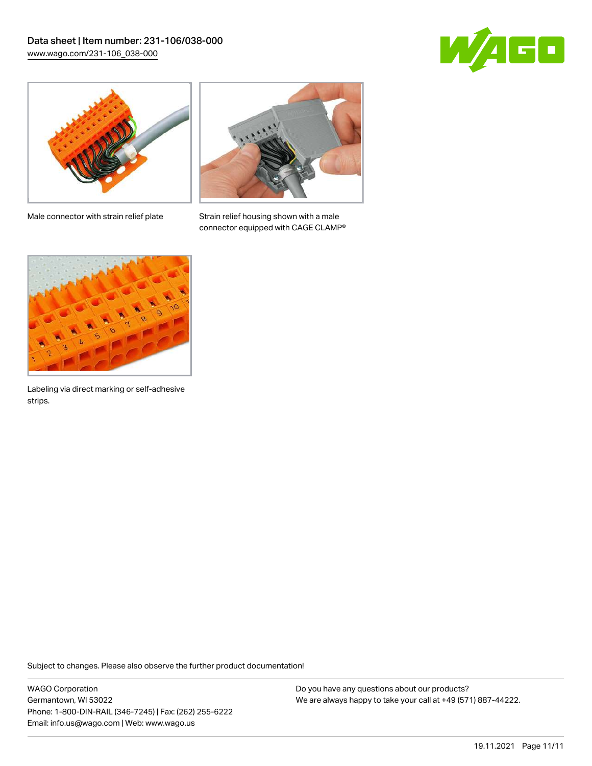Male connector with strain relief plate

Strain relief housing shown with a male connector equipped with CAGE CLAMP®

Labeling via direct marking or self-adhesive strips.

Subject to changes. Please also observe the further product documentation!

WAGO Corporation
Germantown, WI 53022
Phone: 1-800-DIN-RAIL (346-7245) | Fax: (262) 255-6222
Email: info.us@wago.com | Web: www.wago.us

Do you have any questions about our products?
We are always happy to take your call at +49 (571) 887-44222.